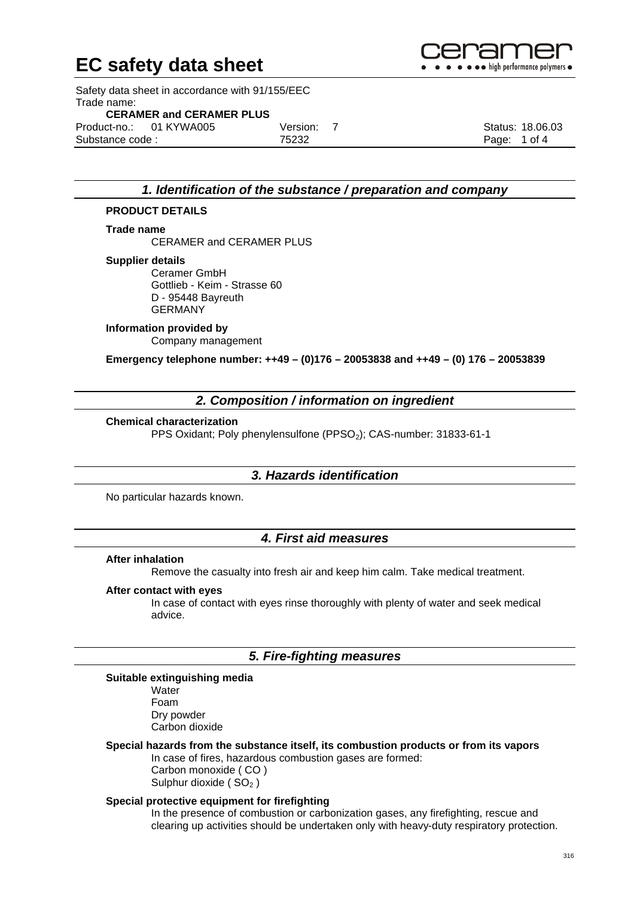# EC safety data sheet

Safety data sheet in accordance with 91/155/EEC

Trade name:

**CERAMER and CERAMER PLUS**

Product-no.: 01 KYWA005 Version: 7 Status: 18.06.03

Substance code : 75232

## *1. Identification of the substance / preparation and company*

**PRODUCT DETAILS**

**Trade name**

CERAMER and CERAMER PLUS

**Supplier details**

Ceramer GmbH
Gottlieb - Keim - Strasse 60
D - 95448 Bayreuth
GERMANY

**Information provided by**

Company management

**Emergency telephone number: ++49 – (0)176 – 20053838 and ++49 – (0) 176 – 20053839**

## *2. Composition / information on ingredient*

**Chemical characterization**

PPS Oxidant; Poly phenylensulfone ($PPSO_2$); CAS-number: 31833-61-1

## *3. Hazards identification*

No particular hazards known.

## *4. First aid measures*

**After inhalation**

Remove the casualty into fresh air and keep him calm. Take medical treatment.

**After contact with eyes**

In case of contact with eyes rinse thoroughly with plenty of water and seek medical advice.

## *5. Fire-fighting measures*

**Suitable extinguishing media**

Water
Foam
Dry powder
Carbon dioxide

**Special hazards from the substance itself, its combustion products or from its vapors**

In case of fires, hazardous combustion gases are formed:
Carbon monoxide ( CO )
Sulphur dioxide ( $SO_2$ )

**Special protective equipment for firefighting**

In the presence of combustion or carbonization gases, any firefighting, rescue and clearing up activities should be undertaken only with heavy-duty respiratory protection.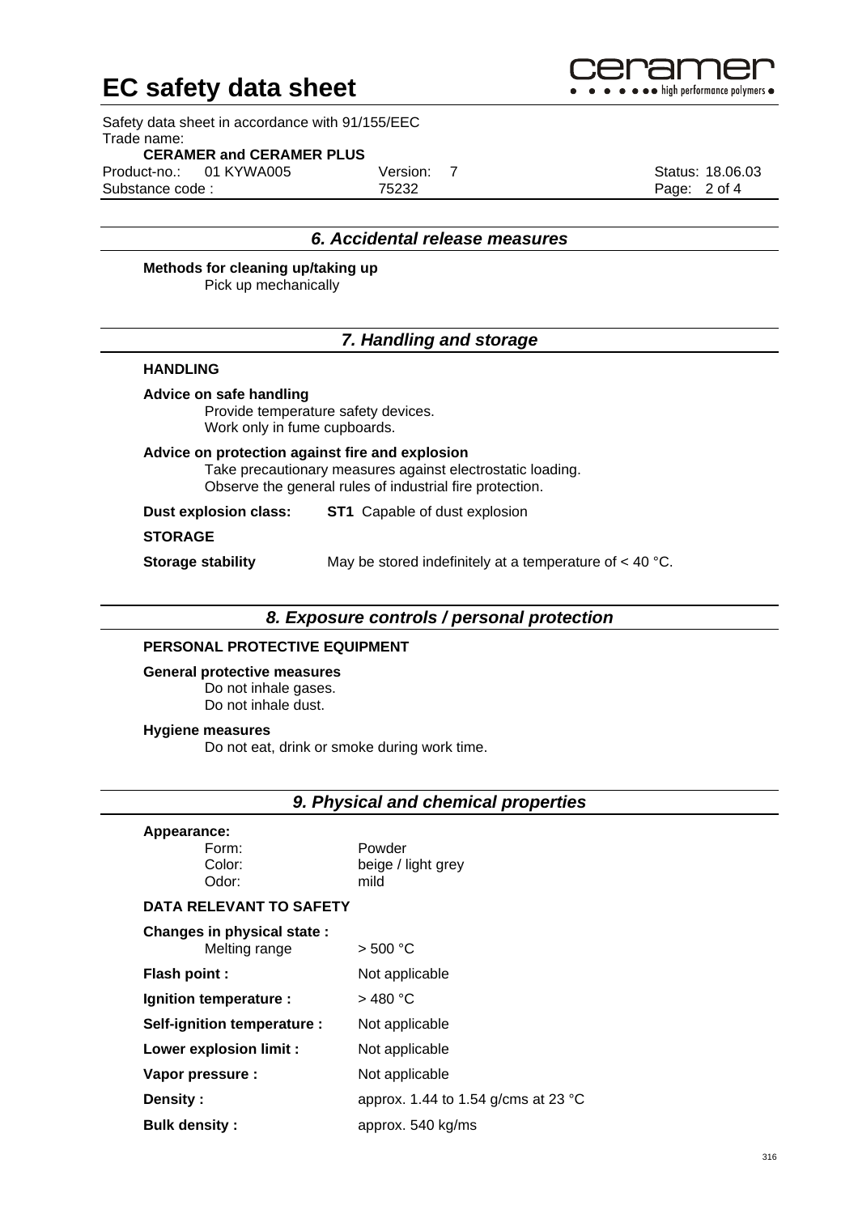## 6. Accidental release measures

**Methods for cleaning up/taking up**

Pick up mechanically

## 7. Handling and storage

### HANDLING

**Advice on safe handling**

Provide temperature safety devices.
Work only in fume cupboards.

**Advice on protection against fire and explosion**

Take precautionary measures against electrostatic loading.
Observe the general rules of industrial fire protection.

**Dust explosion class:** **ST1** Capable of dust explosion

### STORAGE

**Storage stability** May be stored indefinitely at a temperature of < 40 °C.

## 8. Exposure controls / personal protection

### PERSONAL PROTECTIVE EQUIPMENT

**General protective measures**

Do not inhale gases.
Do not inhale dust.

**Hygiene measures**

Do not eat, drink or smoke during work time.

## 9. Physical and chemical properties

**Appearance:**

| | |
|---|---|
| Form: | Powder |
| Color: | beige / light grey |
| Odor: | mild |

### DATA RELEVANT TO SAFETY

| | |
|---|---|
| **Changes in physical state :** Melting range | > 500 °C |
| **Flash point :** | Not applicable |
| **Ignition temperature :** | > 480 °C |
| **Self-ignition temperature :** | Not applicable |
| **Lower explosion limit :** | Not applicable |
| **Vapor pressure :** | Not applicable |
| **Density :** | approx. 1.44 to 1.54 g/cms at 23 °C |
| **Bulk density :** | approx. 540 kg/ms |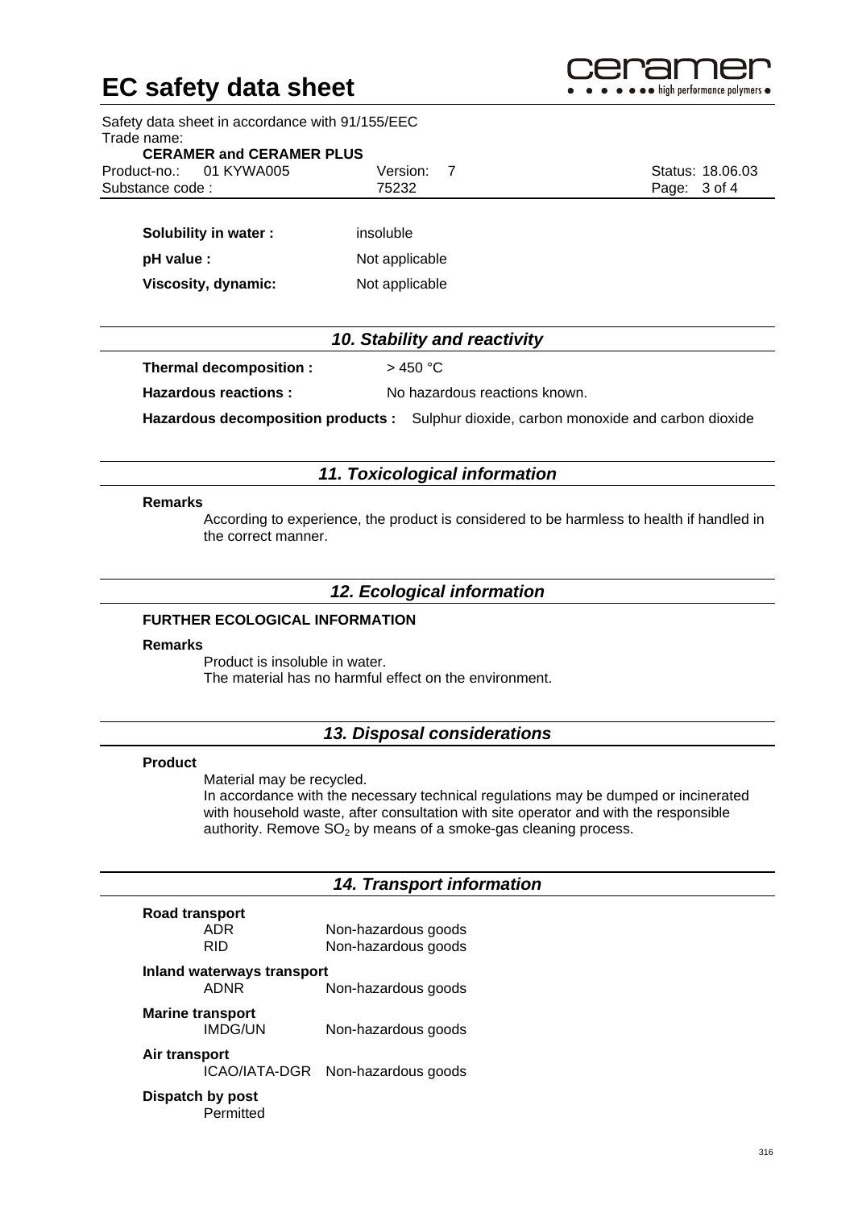| | |
|---|---|
| **Solubility in water :** | insoluble |
| **pH value :** | Not applicable |
| **Viscosity, dynamic:** | Not applicable |

## *10. Stability and reactivity*

**Thermal decomposition :** > 450 °C

**Hazardous reactions :** No hazardous reactions known.

**Hazardous decomposition products :** Sulphur dioxide, carbon monoxide and carbon dioxide

## *11. Toxicological information*

**Remarks**

According to experience, the product is considered to be harmless to health if handled in the correct manner.

## *12. Ecological information*

**FURTHER ECOLOGICAL INFORMATION**

**Remarks**

Product is insoluble in water.
The material has no harmful effect on the environment.

## *13. Disposal considerations*

**Product**

Material may be recycled.
In accordance with the necessary technical regulations may be dumped or incinerated with household waste, after consultation with site operator and with the responsible authority. Remove $SO_2$ by means of a smoke-gas cleaning process.

## *14. Transport information*

**Road transport**

| | |
|---|---|
| ADR | Non-hazardous goods |
| RID | Non-hazardous goods |

**Inland waterways transport**

| | |
|---|---|
| ADNR | Non-hazardous goods |

**Marine transport**

| | |
|---|---|
| IMDG/UN | Non-hazardous goods |

**Air transport**

| | |
|---|---|
| ICAO/IATA-DGR | Non-hazardous goods |

**Dispatch by post**

Permitted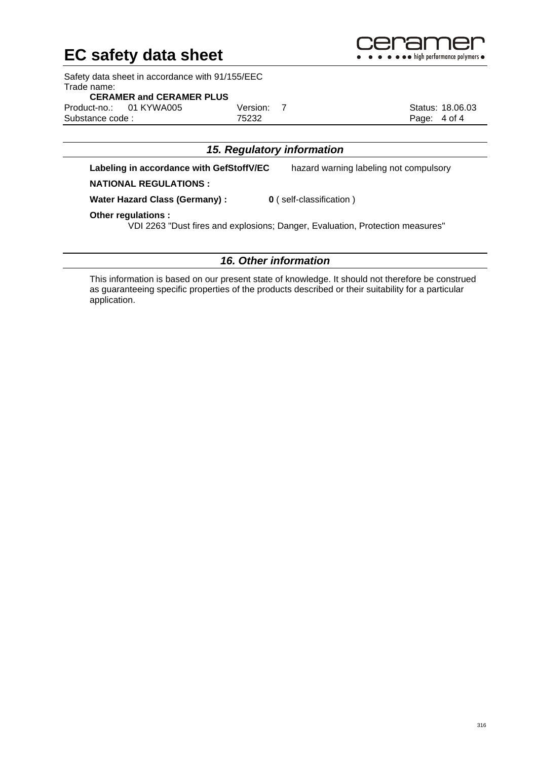## 15. Regulatory information

**Labeling in accordance with GefStoffV/EC** hazard warning labeling not compulsory

**NATIONAL REGULATIONS :**

**Water Hazard Class (Germany) :** **0** ( self-classification )

**Other regulations :**

VDI 2263 "Dust fires and explosions; Danger, Evaluation, Protection measures"

## 16. Other information

This information is based on our present state of knowledge. It should not therefore be construed as guaranteeing specific properties of the products described or their suitability for a particular application.